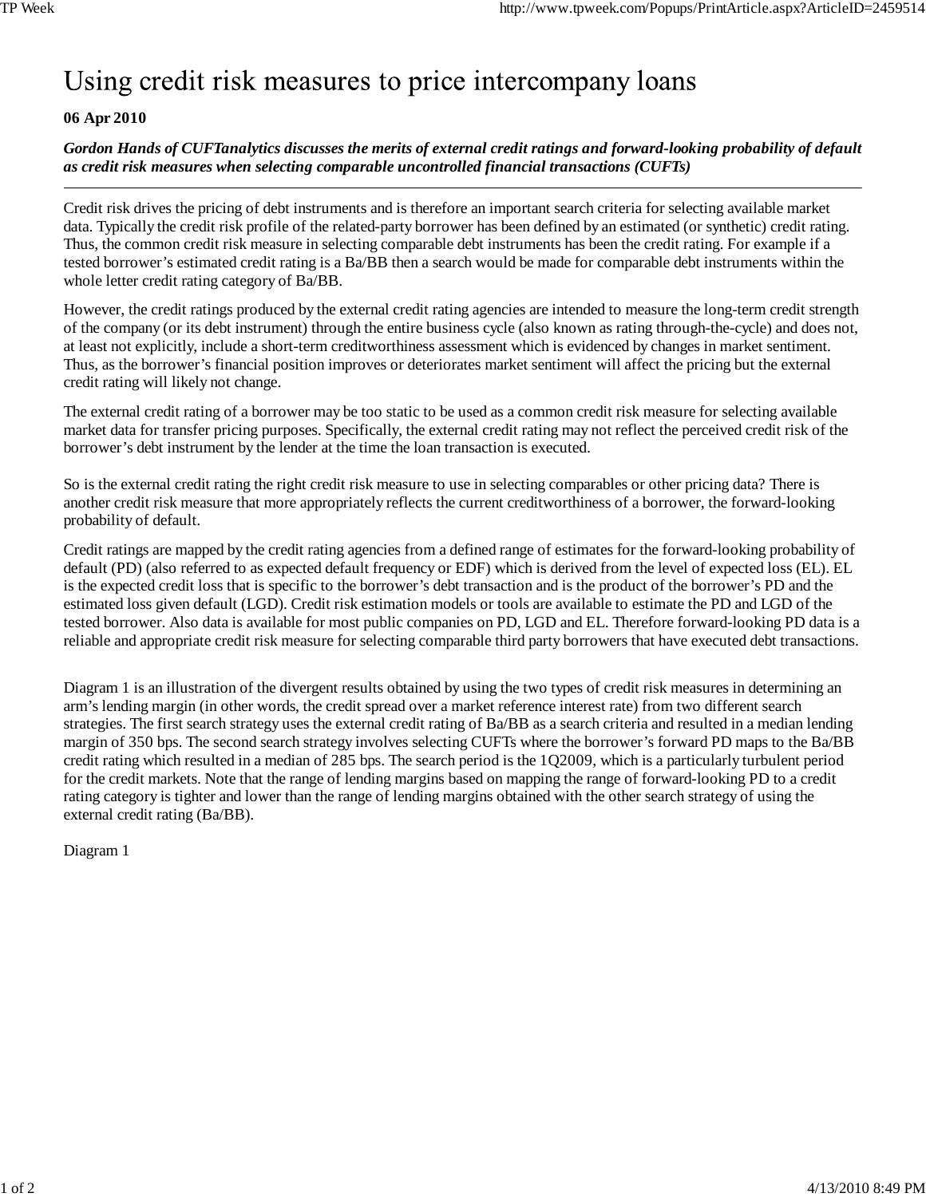# Using credit risk measures to price intercompany loans

**06 Apr 2010**

***Gordon Hands of CUFTanalytics discusses the merits of external credit ratings and forward-looking probability of default as credit risk measures when selecting comparable uncontrolled financial transactions (CUFTs)***

---

Credit risk drives the pricing of debt instruments and is therefore an important search criteria for selecting available market data. Typically the credit risk profile of the related-party borrower has been defined by an estimated (or synthetic) credit rating. Thus, the common credit risk measure in selecting comparable debt instruments has been the credit rating. For example if a tested borrower's estimated credit rating is a Ba/BB then a search would be made for comparable debt instruments within the whole letter credit rating category of Ba/BB.

However, the credit ratings produced by the external credit rating agencies are intended to measure the long-term credit strength of the company (or its debt instrument) through the entire business cycle (also known as rating through-the-cycle) and does not, at least not explicitly, include a short-term creditworthiness assessment which is evidenced by changes in market sentiment. Thus, as the borrower's financial position improves or deteriorates market sentiment will affect the pricing but the external credit rating will likely not change.

The external credit rating of a borrower may be too static to be used as a common credit risk measure for selecting available market data for transfer pricing purposes. Specifically, the external credit rating may not reflect the perceived credit risk of the borrower's debt instrument by the lender at the time the loan transaction is executed.

So is the external credit rating the right credit risk measure to use in selecting comparables or other pricing data? There is another credit risk measure that more appropriately reflects the current creditworthiness of a borrower, the forward-looking probability of default.

Credit ratings are mapped by the credit rating agencies from a defined range of estimates for the forward-looking probability of default (PD) (also referred to as expected default frequency or EDF) which is derived from the level of expected loss (EL). EL is the expected credit loss that is specific to the borrower's debt transaction and is the product of the borrower's PD and the estimated loss given default (LGD). Credit risk estimation models or tools are available to estimate the PD and LGD of the tested borrower. Also data is available for most public companies on PD, LGD and EL. Therefore forward-looking PD data is a reliable and appropriate credit risk measure for selecting comparable third party borrowers that have executed debt transactions.

Diagram 1 is an illustration of the divergent results obtained by using the two types of credit risk measures in determining an arm's lending margin (in other words, the credit spread over a market reference interest rate) from two different search strategies. The first search strategy uses the external credit rating of Ba/BB as a search criteria and resulted in a median lending margin of 350 bps. The second search strategy involves selecting CUFTs where the borrower's forward PD maps to the Ba/BB credit rating which resulted in a median of 285 bps. The search period is the 1Q2009, which is a particularly turbulent period for the credit markets. Note that the range of lending margins based on mapping the range of forward-looking PD to a credit rating category is tighter and lower than the range of lending margins obtained with the other search strategy of using the external credit rating (Ba/BB).

Diagram 1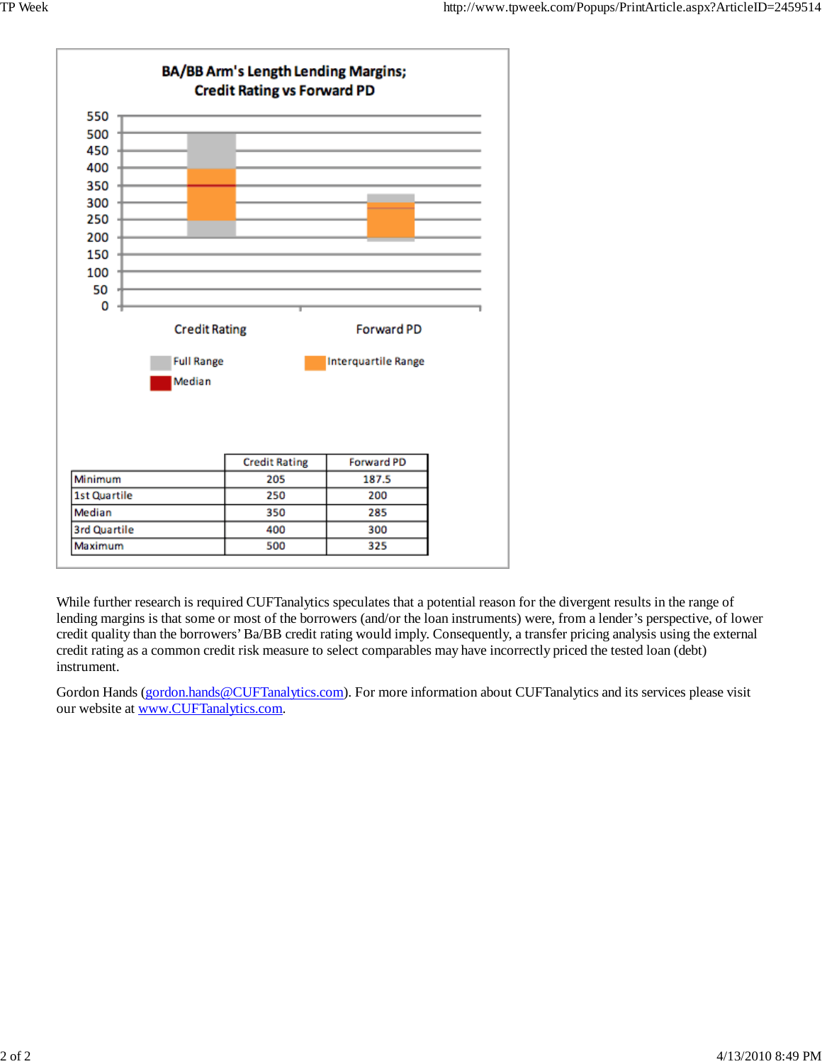BA/BB Arm's Length Lending Margins;
Credit Rating vs Forward PD

550
500
450
400
350
300
250
200
150
100
50
0

Credit Rating
Forward PD

Full Range
Interquartile Range
Median

| | Credit Rating | Forward PD |
|---|---|---|
| Minimum | 205 | 187.5 |
| 1st Quartile | 250 | 200 |
| Median | 350 | 285 |
| 3rd Quartile | 400 | 300 |
| Maximum | 500 | 325 |

While further research is required CUFTanalytics speculates that a potential reason for the divergent results in the range of lending margins is that some or most of the borrowers (and/or the loan instruments) were, from a lender's perspective, of lower credit quality than the borrowers' Ba/BB credit rating would imply. Consequently, a transfer pricing analysis using the external credit rating as a common credit risk measure to select comparables may have incorrectly priced the tested loan (debt) instrument.

Gordon Hands (gordon.hands@CUFTanalytics.com). For more information about CUFTanalytics and its services please visit our website at www.CUFTanalytics.com.